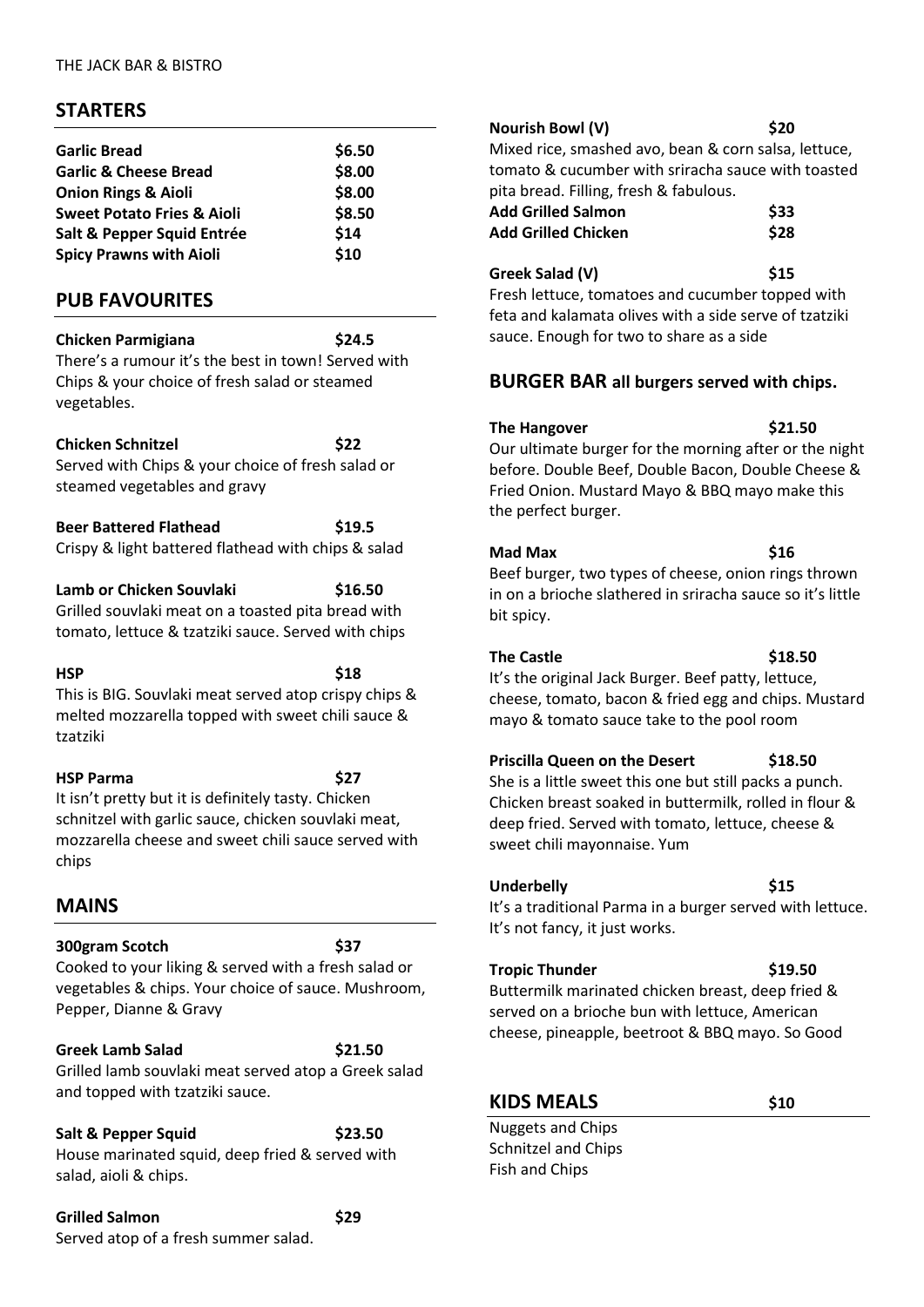THE JACK BAR & BISTRO

## STARTERS

| | |
|---|---|
| **Garlic Bread** | **$6.50** |
| **Garlic & Cheese Bread** | **$8.00** |
| **Onion Rings & Aioli** | **$8.00** |
| **Sweet Potato Fries & Aioli** | **$8.50** |
| **Salt & Pepper Squid Entrée** | **$14** |
| **Spicy Prawns with Aioli** | **$10** |

## PUB FAVOURITES

**Chicken Parmigiana** **$24.5**
There's a rumour it's the best in town! Served with Chips & your choice of fresh salad or steamed vegetables.

**Chicken Schnitzel** **$22**
Served with Chips & your choice of fresh salad or steamed vegetables and gravy

**Beer Battered Flathead** **$19.5**
Crispy & light battered flathead with chips & salad

**Lamb or Chicken Souvlaki** **$16.50**
Grilled souvlaki meat on a toasted pita bread with tomato, lettuce & tzatziki sauce. Served with chips

**HSP** **$18**
This is BIG. Souvlaki meat served atop crispy chips & melted mozzarella topped with sweet chili sauce & tzatziki

**HSP Parma** **$27**
It isn't pretty but it is definitely tasty. Chicken schnitzel with garlic sauce, chicken souvlaki meat, mozzarella cheese and sweet chili sauce served with chips

## MAINS

**300gram Scotch** **$37**
Cooked to your liking & served with a fresh salad or vegetables & chips. Your choice of sauce. Mushroom, Pepper, Dianne & Gravy

**Greek Lamb Salad** **$21.50**
Grilled lamb souvlaki meat served atop a Greek salad and topped with tzatziki sauce.

**Salt & Pepper Squid** **$23.50**
House marinated squid, deep fried & served with salad, aioli & chips.

**Grilled Salmon** **$29**
Served atop of a fresh summer salad.

**Nourish Bowl (V)** **$20**
Mixed rice, smashed avo, bean & corn salsa, lettuce, tomato & cucumber with sriracha sauce with toasted pita bread. Filling, fresh & fabulous.

| | |
|---|---|
| **Add Grilled Salmon** | **$33** |
| **Add Grilled Chicken** | **$28** |

**Greek Salad (V)** **$15**
Fresh lettuce, tomatoes and cucumber topped with feta and kalamata olives with a side serve of tzatziki sauce. Enough for two to share as a side

## BURGER BAR all burgers served with chips.

**The Hangover** **$21.50**
Our ultimate burger for the morning after or the night before. Double Beef, Double Bacon, Double Cheese & Fried Onion. Mustard Mayo & BBQ mayo make this the perfect burger.

**Mad Max** **$16**
Beef burger, two types of cheese, onion rings thrown in on a brioche slathered in sriracha sauce so it's little bit spicy.

**The Castle** **$18.50**
It's the original Jack Burger. Beef patty, lettuce, cheese, tomato, bacon & fried egg and chips. Mustard mayo & tomato sauce take to the pool room

**Priscilla Queen on the Desert** **$18.50**
She is a little sweet this one but still packs a punch. Chicken breast soaked in buttermilk, rolled in flour & deep fried. Served with tomato, lettuce, cheese & sweet chili mayonnaise. Yum

**Underbelly** **$15**
It's a traditional Parma in a burger served with lettuce. It's not fancy, it just works.

**Tropic Thunder** **$19.50**
Buttermilk marinated chicken breast, deep fried & served on a brioche bun with lettuce, American cheese, pineapple, beetroot & BBQ mayo. So Good

## KIDS MEALS $10

Nuggets and Chips
Schnitzel and Chips
Fish and Chips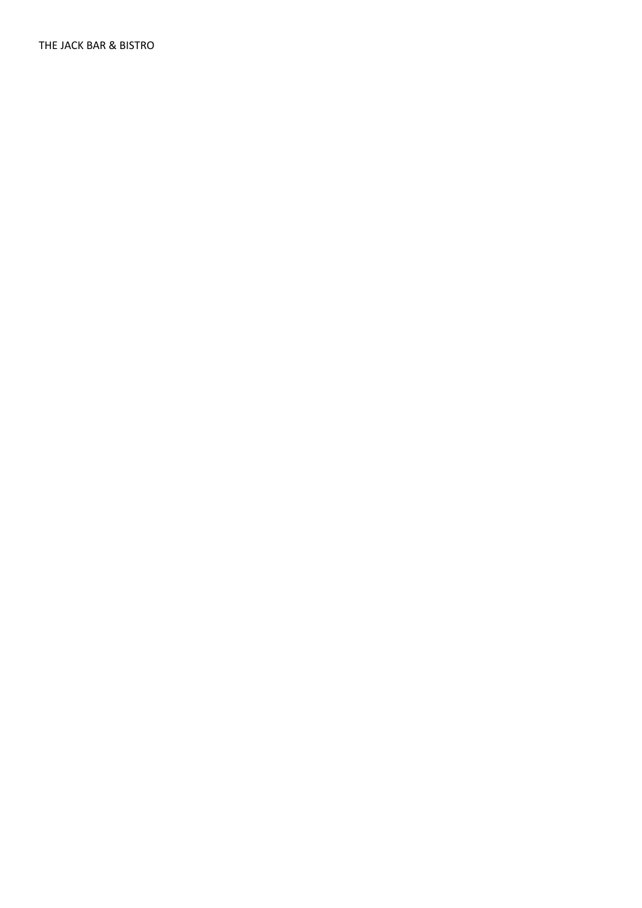THE JACK BAR & BISTRO